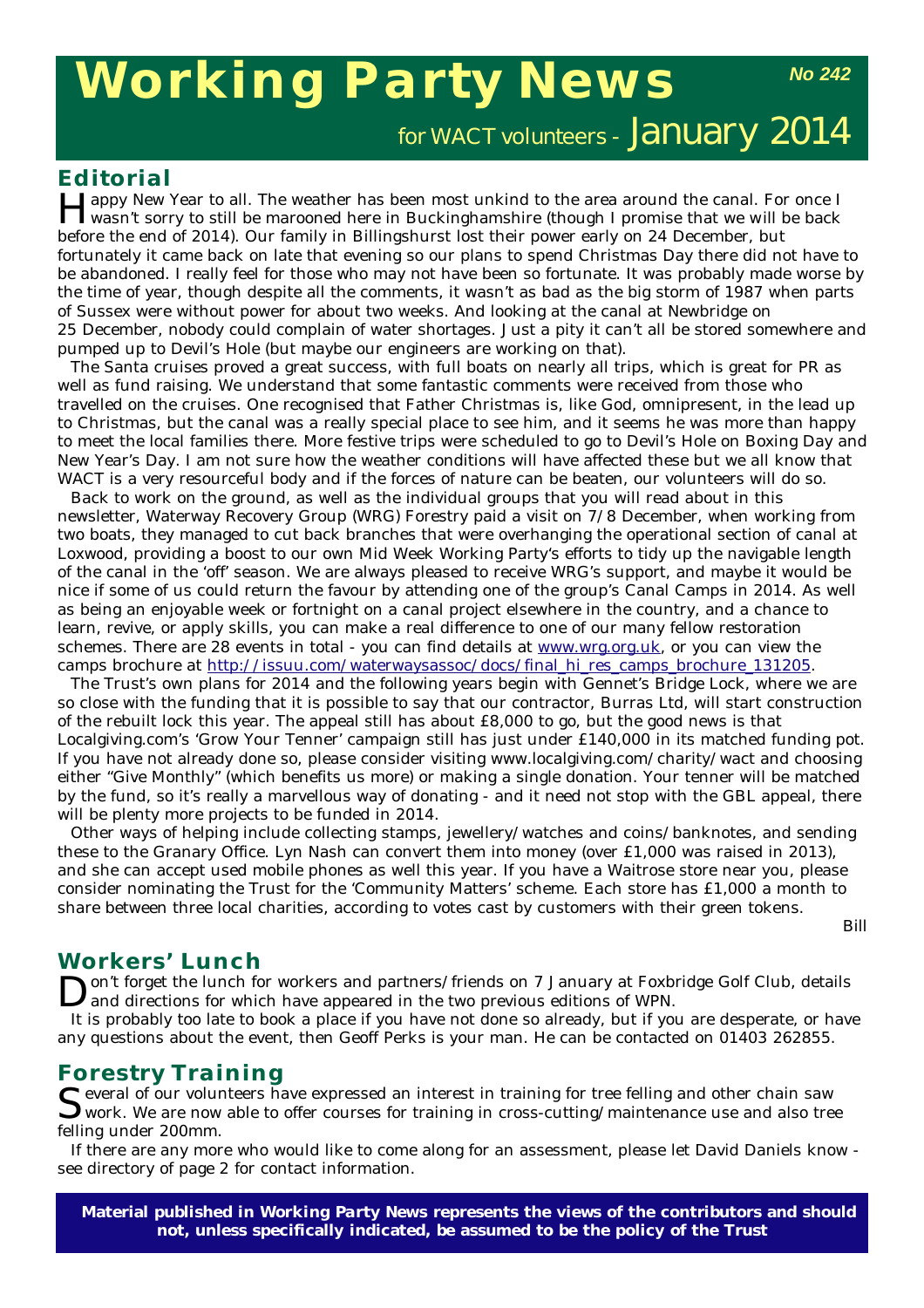# Working Party News

**No 242**

for WACT volunteers - January 2014

## Editorial

Happy New Year to all. The weather has been most unkind to the area around the canal. For once I wasn't sorry to still be marooned here in Buckinghamshire (though I promise that we will be back before the end of 2014). Our family in Billingshurst lost their power early on 24 December, but fortunately it came back on late that evening so our plans to spend Christmas Day there did not have to be abandoned. I really feel for those who may not have been so fortunate. It was probably made worse by the time of year, though despite all the comments, it wasn't as bad as the big storm of 1987 when parts of Sussex were without power for about two weeks. And looking at the canal at Newbridge on 25 December, nobody could complain of water shortages. Just a pity it can't all be stored somewhere and pumped up to Devil's Hole (but maybe our engineers are working on that).

The Santa cruises proved a great success, with full boats on nearly all trips, which is great for PR as well as fund raising. We understand that some fantastic comments were received from those who travelled on the cruises. One recognised that Father Christmas is, like God, omnipresent, in the lead up to Christmas, but the canal was a really special place to see him, and it seems he was more than happy to meet the local families there. More festive trips were scheduled to go to Devil's Hole on Boxing Day and New Year's Day. I am not sure how the weather conditions will have affected these but we all know that WACT is a very resourceful body and if the forces of nature can be beaten, our volunteers will do so.

Back to work on the ground, as well as the individual groups that you will read about in this newsletter, Waterway Recovery Group (WRG) Forestry paid a visit on 7/8 December, when working from two boats, they managed to cut back branches that were overhanging the operational section of canal at Loxwood, providing a boost to our own Mid Week Working Party's efforts to tidy up the navigable length of the canal in the 'off' season. We are always pleased to receive WRG's support, and maybe it would be nice if some of us could return the favour by attending one of the group's Canal Camps in 2014. As well as being an enjoyable week or fortnight on a canal project elsewhere in the country, and a chance to learn, revive, or apply skills, you can make a real difference to one of our many fellow restoration schemes. There are 28 events in total - you can find details at www.wrg.org.uk, or you can view the camps brochure at http://issuu.com/waterwaysassoc/docs/final_hi_res_camps_brochure_131205.

The Trust's own plans for 2014 and the following years begin with Gennet's Bridge Lock, where we are so close with the funding that it is possible to say that our contractor, Burras Ltd, will start construction of the rebuilt lock this year. The appeal still has about £8,000 to go, but the good news is that Localgiving.com's 'Grow Your Tenner' campaign still has just under £140,000 in its matched funding pot. If you have not already done so, please consider visiting www.localgiving.com/charity/wact and choosing either "Give Monthly" (which benefits us more) or making a single donation. Your tenner will be matched by the fund, so it's really a marvellous way of donating - and it need not stop with the GBL appeal, there will be plenty more projects to be funded in 2014.

Other ways of helping include collecting stamps, jewellery/watches and coins/banknotes, and sending these to the Granary Office. Lyn Nash can convert them into money (over £1,000 was raised in 2013), and she can accept used mobile phones as well this year. If you have a Waitrose store near you, please consider nominating the Trust for the 'Community Matters' scheme. Each store has £1,000 a month to share between three local charities, according to votes cast by customers with their green tokens.

Bill

## Workers' Lunch

Don't forget the lunch for workers and partners/friends on 7 January at Foxbridge Golf Club, details and directions for which have appeared in the two previous editions of WPN.

It is probably too late to book a place if you have not done so already, but if you are desperate, or have any questions about the event, then Geoff Perks is your man. He can be contacted on 01403 262855.

## Forestry Training

Several of our volunteers have expressed an interest in training for tree felling and other chain saw work. We are now able to offer courses for training in cross-cutting/maintenance use and also tree felling under 200mm.

If there are any more who would like to come along for an assessment, please let David Daniels know - see directory of page 2 for contact information.

**Material published in Working Party News represents the views of the contributors and should not, unless specifically indicated, be assumed to be the policy of the Trust**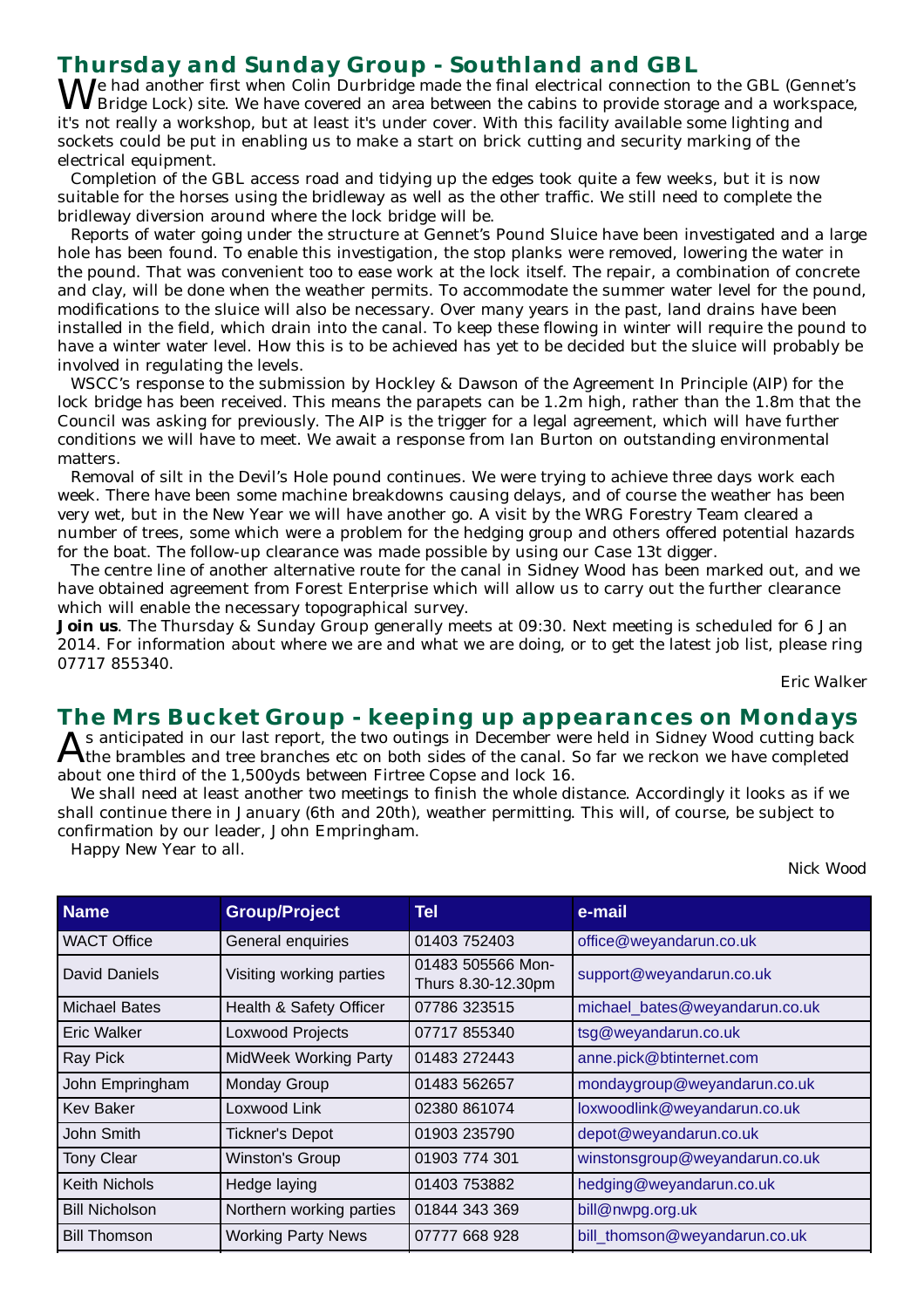## Thursday and Sunday Group - Southland and GBL

We had another first when Colin Durbridge made the final electrical connection to the GBL (Gennet's Bridge Lock) site. We have covered an area between the cabins to provide storage and a workspace, it's not really a workshop, but at least it's under cover. With this facility available some lighting and sockets could be put in enabling us to make a start on brick cutting and security marking of the electrical equipment.

Completion of the GBL access road and tidying up the edges took quite a few weeks, but it is now suitable for the horses using the bridleway as well as the other traffic. We still need to complete the bridleway diversion around where the lock bridge will be.

Reports of water going under the structure at Gennet's Pound Sluice have been investigated and a large hole has been found. To enable this investigation, the stop planks were removed, lowering the water in the pound. That was convenient too to ease work at the lock itself. The repair, a combination of concrete and clay, will be done when the weather permits. To accommodate the summer water level for the pound, modifications to the sluice will also be necessary. Over many years in the past, land drains have been installed in the field, which drain into the canal. To keep these flowing in winter will require the pound to have a winter water level. How this is to be achieved has yet to be decided but the sluice will probably be involved in regulating the levels.

WSCC's response to the submission by Hockley & Dawson of the Agreement In Principle (AIP) for the lock bridge has been received. This means the parapets can be 1.2m high, rather than the 1.8m that the Council was asking for previously. The AIP is the trigger for a legal agreement, which will have further conditions we will have to meet. We await a response from Ian Burton on outstanding environmental matters.

Removal of silt in the Devil's Hole pound continues. We were trying to achieve three days work each week. There have been some machine breakdowns causing delays, and of course the weather has been very wet, but in the New Year we will have another go. A visit by the WRG Forestry Team cleared a number of trees, some which were a problem for the hedging group and others offered potential hazards for the boat. The follow-up clearance was made possible by using our Case 13t digger.

The centre line of another alternative route for the canal in Sidney Wood has been marked out, and we have obtained agreement from Forest Enterprise which will allow us to carry out the further clearance which will enable the necessary topographical survey.

**Join us**. The Thursday & Sunday Group generally meets at 09:30. Next meeting is scheduled for 6 Jan 2014. For information about where we are and what we are doing, or to get the latest job list, please ring 07717 855340.

Eric Walker

## The Mrs Bucket Group - keeping up appearances on Mondays

As anticipated in our last report, the two outings in December were held in Sidney Wood cutting back the brambles and tree branches etc on both sides of the canal. So far we reckon we have completed about one third of the 1,500yds between Firtree Copse and lock 16.

We shall need at least another two meetings to finish the whole distance. Accordingly it looks as if we shall continue there in January (6th and 20th), weather permitting. This will, of course, be subject to confirmation by our leader, John Empringham.

Happy New Year to all.

Nick Wood

| Name | Group/Project | Tel | e-mail |
|---|---|---|---|
| WACT Office | General enquiries | 01403 752403 | office@weyandarun.co.uk |
| David Daniels | Visiting working parties | 01483 505566 Mon-Thurs 8.30-12.30pm | support@weyandarun.co.uk |
| Michael Bates | Health & Safety Officer | 07786 323515 | michael_bates@weyandarun.co.uk |
| Eric Walker | Loxwood Projects | 07717 855340 | tsg@weyandarun.co.uk |
| Ray Pick | MidWeek Working Party | 01483 272443 | anne.pick@btinternet.com |
| John Empringham | Monday Group | 01483 562657 | mondaygroup@weyandarun.co.uk |
| Kev Baker | Loxwood Link | 02380 861074 | loxwoodlink@weyandarun.co.uk |
| John Smith | Tickner's Depot | 01903 235790 | depot@weyandarun.co.uk |
| Tony Clear | Winston's Group | 01903 774 301 | winstonsgroup@weyandarun.co.uk |
| Keith Nichols | Hedge laying | 01403 753882 | hedging@weyandarun.co.uk |
| Bill Nicholson | Northern working parties | 01844 343 369 | bill@nwpg.org.uk |
| Bill Thomson | Working Party News | 07777 668 928 | bill_thomson@weyandarun.co.uk |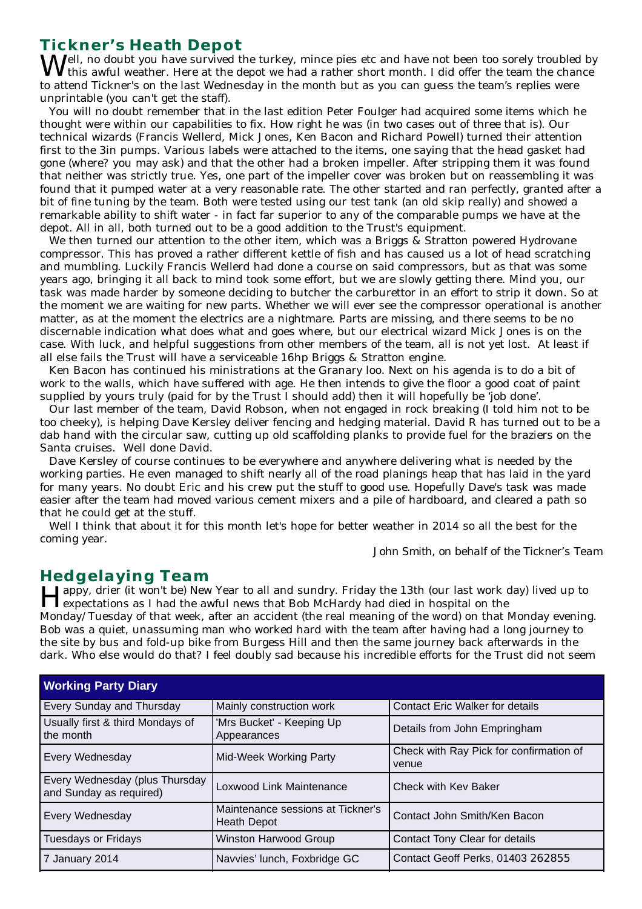## Tickner's Heath Depot

Well, no doubt you have survived the turkey, mince pies etc and have not been too sorely troubled by this awful weather. Here at the depot we had a rather short month. I did offer the team the chance to attend Tickner's on the last Wednesday in the month but as you can guess the team's replies were unprintable (you can't get the staff).

You will no doubt remember that in the last edition Peter Foulger had acquired some items which he thought were within our capabilities to fix. How right he was (in two cases out of three that is). Our technical wizards (Francis Wellerd, Mick Jones, Ken Bacon and Richard Powell) turned their attention first to the 3in pumps. Various labels were attached to the items, one saying that the head gasket had gone (where? you may ask) and that the other had a broken impeller. After stripping them it was found that neither was strictly true. Yes, one part of the impeller cover was broken but on reassembling it was found that it pumped water at a very reasonable rate. The other started and ran perfectly, granted after a bit of fine tuning by the team. Both were tested using our test tank (an old skip really) and showed a remarkable ability to shift water - in fact far superior to any of the comparable pumps we have at the depot. All in all, both turned out to be a good addition to the Trust's equipment.

We then turned our attention to the other item, which was a Briggs & Stratton powered Hydrovane compressor. This has proved a rather different kettle of fish and has caused us a lot of head scratching and mumbling. Luckily Francis Wellerd had done a course on said compressors, but as that was some years ago, bringing it all back to mind took some effort, but we are slowly getting there. Mind you, our task was made harder by someone deciding to butcher the carburettor in an effort to strip it down. So at the moment we are waiting for new parts. Whether we will ever see the compressor operational is another matter, as at the moment the electrics are a nightmare. Parts are missing, and there seems to be no discernable indication what does what and goes where, but our electrical wizard Mick Jones is on the case. With luck, and helpful suggestions from other members of the team, all is not yet lost. At least if all else fails the Trust will have a serviceable 16hp Briggs & Stratton engine.

Ken Bacon has continued his ministrations at the Granary loo. Next on his agenda is to do a bit of work to the walls, which have suffered with age. He then intends to give the floor a good coat of paint supplied by yours truly (paid for by the Trust I should add) then it will hopefully be 'job done'.

Our last member of the team, David Robson, when not engaged in rock breaking (I told him not to be too cheeky), is helping Dave Kersley deliver fencing and hedging material. David R has turned out to be a dab hand with the circular saw, cutting up old scaffolding planks to provide fuel for the braziers on the Santa cruises. Well done David.

Dave Kersley of course continues to be everywhere and anywhere delivering what is needed by the working parties. He even managed to shift nearly all of the road planings heap that has laid in the yard for many years. No doubt Eric and his crew put the stuff to good use. Hopefully Dave's task was made easier after the team had moved various cement mixers and a pile of hardboard, and cleared a path so that he could get at the stuff.

Well I think that about it for this month let's hope for better weather in 2014 so all the best for the coming year.

*John Smith, on behalf of the Tickner's Team*

## Hedgelaying Team

Happy, drier (it won't be) New Year to all and sundry. Friday the 13th (our last work day) lived up to expectations as I had the awful news that Bob McHardy had died in hospital on the Monday/Tuesday of that week, after an accident (the real meaning of the word) on that Monday evening. Bob was a quiet, unassuming man who worked hard with the team after having had a long journey to the site by bus and fold-up bike from Burgess Hill and then the same journey back afterwards in the dark. Who else would do that? I feel doubly sad because his incredible efforts for the Trust did not seem

| Working Party Diary | | |
|---|---|---|
| Every Sunday and Thursday | Mainly construction work | Contact Eric Walker for details |
| Usually first & third Mondays of the month | 'Mrs Bucket' - Keeping Up Appearances | Details from John Empringham |
| Every Wednesday | Mid-Week Working Party | Check with Ray Pick for confirmation of venue |
| Every Wednesday (plus Thursday and Sunday as required) | Loxwood Link Maintenance | Check with Kev Baker |
| Every Wednesday | Maintenance sessions at Tickner's Heath Depot | Contact John Smith/Ken Bacon |
| Tuesdays or Fridays | Winston Harwood Group | Contact Tony Clear for details |
| 7 January 2014 | Navvies' lunch, Foxbridge GC | Contact Geoff Perks, 01403 262855 |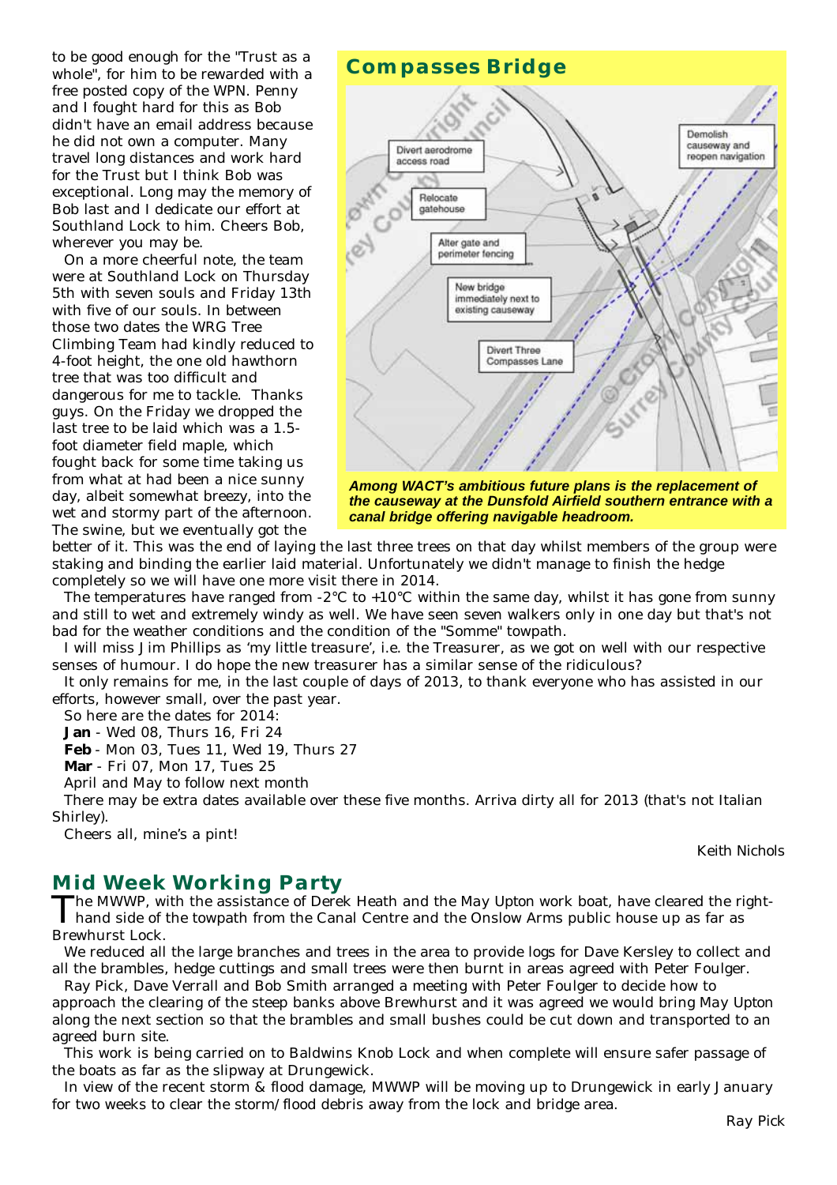to be good enough for the "Trust as a whole", for him to be rewarded with a free posted copy of the WPN. Penny and I fought hard for this as Bob didn't have an email address because he did not own a computer. Many travel long distances and work hard for the Trust but I think Bob was exceptional. Long may the memory of Bob last and I dedicate our effort at Southland Lock to him. Cheers Bob, wherever you may be.

On a more cheerful note, the team were at Southland Lock on Thursday 5th with seven souls and Friday 13th with five of our souls. In between those two dates the WRG Tree Climbing Team had kindly reduced to 4-foot height, the one old hawthorn tree that was too difficult and dangerous for me to tackle. Thanks guys. On the Friday we dropped the last tree to be laid which was a 1.5-foot diameter field maple, which fought back for some time taking us from what at had been a nice sunny day, albeit somewhat breezy, into the wet and stormy part of the afternoon. The swine, but we eventually got the better of it. This was the end of laying the last three trees on that day whilst members of the group were staking and binding the earlier laid material. Unfortunately we didn't manage to finish the hedge completely so we will have one more visit there in 2014.

The temperatures have ranged from -2°C to +10°C within the same day, whilst it has gone from sunny and still to wet and extremely windy as well. We have seen seven walkers only in one day but that's not bad for the weather conditions and the condition of the "Somme" towpath.

I will miss Jim Phillips as 'my little treasure', i.e. the Treasurer, as we got on well with our respective senses of humour. I do hope the new treasurer has a similar sense of the ridiculous?

It only remains for me, in the last couple of days of 2013, to thank everyone who has assisted in our efforts, however small, over the past year.

So here are the dates for 2014:

**Jan** - Wed 08, Thurs 16, Fri 24

**Feb** - Mon 03, Tues 11, Wed 19, Thurs 27

**Mar** - Fri 07, Mon 17, Tues 25

April and May to follow next month

There may be extra dates available over these five months. Arriva dirty all for 2013 (that's not Italian Shirley).

Cheers all, mine's a pint!

Keith Nichols

## Compasses Bridge

Divert aerodrome access road

Relocate gatehouse

Alter gate and perimeter fencing

New bridge immediately next to existing causeway

Divert Three Compasses Lane

Demolish causeway and reopen navigation

© Crown Copyright Surrey County Council

***Among WACT's ambitious future plans is the replacement of the causeway at the Dunsfold Airfield southern entrance with a canal bridge offering navigable headroom.***

## Mid Week Working Party

The MWWP, with the assistance of Derek Heath and the May Upton work boat, have cleared the right-hand side of the towpath from the Canal Centre and the Onslow Arms public house up as far as Brewhurst Lock.

We reduced all the large branches and trees in the area to provide logs for Dave Kersley to collect and all the brambles, hedge cuttings and small trees were then burnt in areas agreed with Peter Foulger.

Ray Pick, Dave Verrall and Bob Smith arranged a meeting with Peter Foulger to decide how to approach the clearing of the steep banks above Brewhurst and it was agreed we would bring May Upton along the next section so that the brambles and small bushes could be cut down and transported to an agreed burn site.

This work is being carried on to Baldwins Knob Lock and when complete will ensure safer passage of the boats as far as the slipway at Drungewick.

In view of the recent storm & flood damage, MWWP will be moving up to Drungewick in early January for two weeks to clear the storm/flood debris away from the lock and bridge area.

Ray Pick